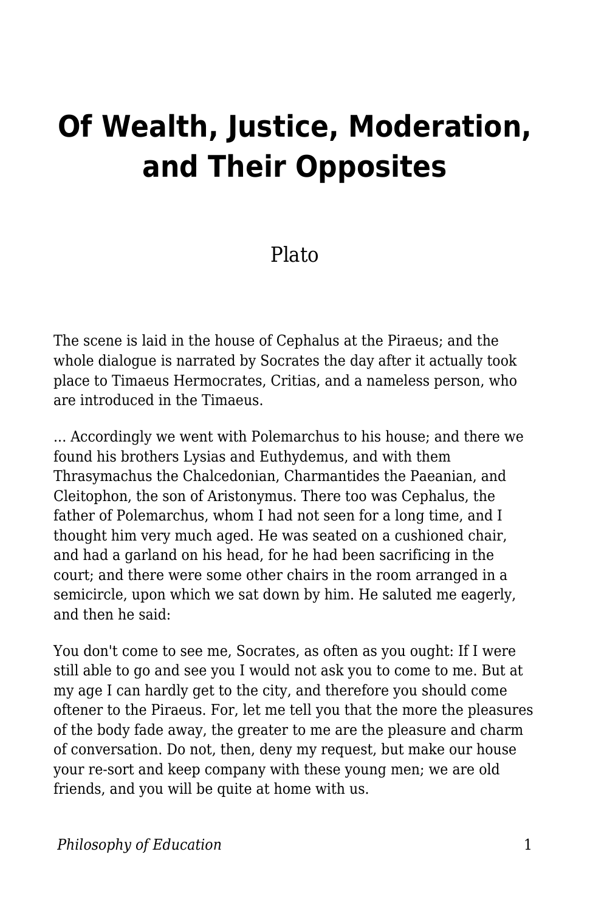# Of Wealth, Justice, Moderation, and Their Opposites

Plato

The scene is laid in the house of Cephalus at the Piraeus; and the whole dialogue is narrated by Socrates the day after it actually took place to Timaeus Hermocrates, Critias, and a nameless person, who are introduced in the Timaeus.

... Accordingly we went with Polemarchus to his house; and there we found his brothers Lysias and Euthydemus, and with them Thrasymachus the Chalcedonian, Charmantides the Paeanian, and Cleitophon, the son of Aristonymus. There too was Cephalus, the father of Polemarchus, whom I had not seen for a long time, and I thought him very much aged. He was seated on a cushioned chair, and had a garland on his head, for he had been sacrificing in the court; and there were some other chairs in the room arranged in a semicircle, upon which we sat down by him. He saluted me eagerly, and then he said:

You don't come to see me, Socrates, as often as you ought: If I were still able to go and see you I would not ask you to come to me. But at my age I can hardly get to the city, and therefore you should come oftener to the Piraeus. For, let me tell you that the more the pleasures of the body fade away, the greater to me are the pleasure and charm of conversation. Do not, then, deny my request, but make our house your re-sort and keep company with these young men; we are old friends, and you will be quite at home with us.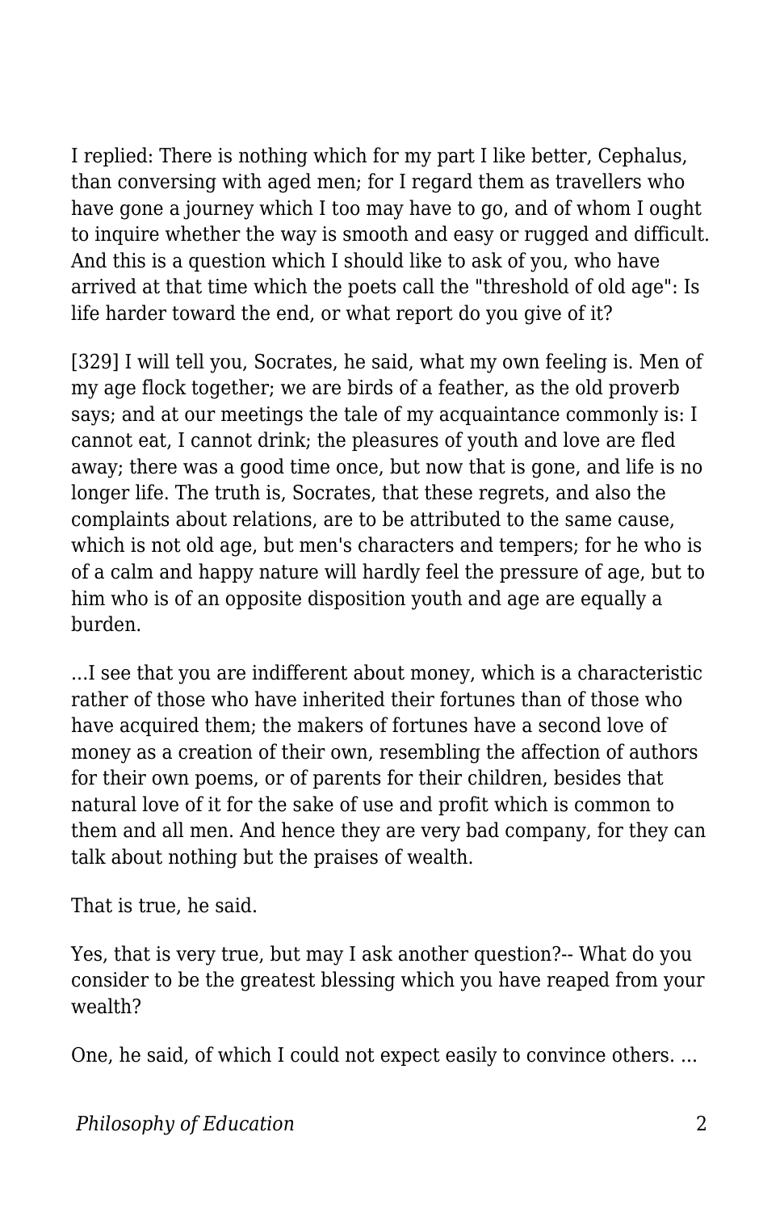I replied: There is nothing which for my part I like better, Cephalus, than conversing with aged men; for I regard them as travellers who have gone a journey which I too may have to go, and of whom I ought to inquire whether the way is smooth and easy or rugged and difficult. And this is a question which I should like to ask of you, who have arrived at that time which the poets call the "threshold of old age": Is life harder toward the end, or what report do you give of it?

[329] I will tell you, Socrates, he said, what my own feeling is. Men of my age flock together; we are birds of a feather, as the old proverb says; and at our meetings the tale of my acquaintance commonly is: I cannot eat, I cannot drink; the pleasures of youth and love are fled away; there was a good time once, but now that is gone, and life is no longer life. The truth is, Socrates, that these regrets, and also the complaints about relations, are to be attributed to the same cause, which is not old age, but men's characters and tempers; for he who is of a calm and happy nature will hardly feel the pressure of age, but to him who is of an opposite disposition youth and age are equally a burden.

...I see that you are indifferent about money, which is a characteristic rather of those who have inherited their fortunes than of those who have acquired them; the makers of fortunes have a second love of money as a creation of their own, resembling the affection of authors for their own poems, or of parents for their children, besides that natural love of it for the sake of use and profit which is common to them and all men. And hence they are very bad company, for they can talk about nothing but the praises of wealth.

That is true, he said.

Yes, that is very true, but may I ask another question?-- What do you consider to be the greatest blessing which you have reaped from your wealth?

One, he said, of which I could not expect easily to convince others. ...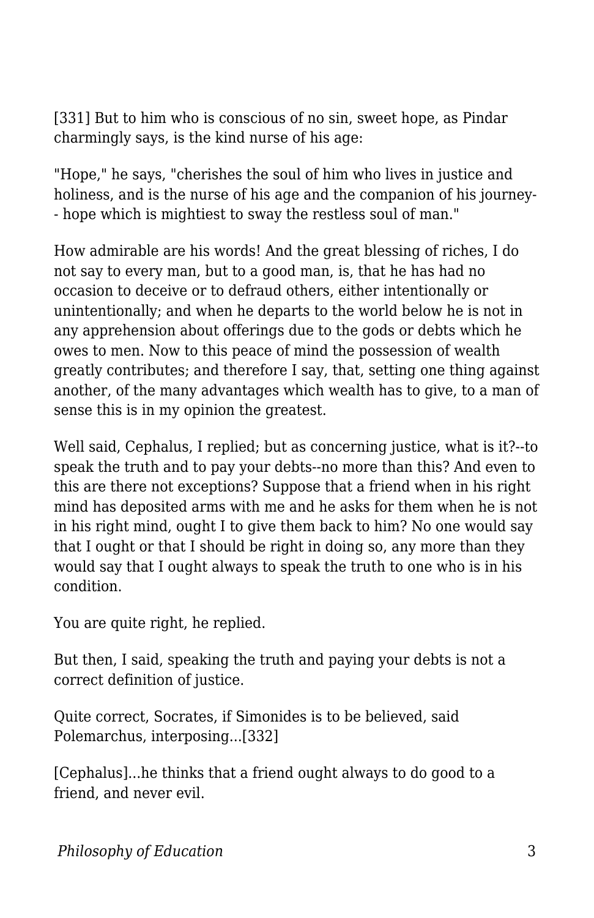[331] But to him who is conscious of no sin, sweet hope, as Pindar charmingly says, is the kind nurse of his age:

"Hope," he says, "cherishes the soul of him who lives in justice and holiness, and is the nurse of his age and the companion of his journey-- hope which is mightiest to sway the restless soul of man."

How admirable are his words! And the great blessing of riches, I do not say to every man, but to a good man, is, that he has had no occasion to deceive or to defraud others, either intentionally or unintentionally; and when he departs to the world below he is not in any apprehension about offerings due to the gods or debts which he owes to men. Now to this peace of mind the possession of wealth greatly contributes; and therefore I say, that, setting one thing against another, of the many advantages which wealth has to give, to a man of sense this is in my opinion the greatest.

Well said, Cephalus, I replied; but as concerning justice, what is it?--to speak the truth and to pay your debts--no more than this? And even to this are there not exceptions? Suppose that a friend when in his right mind has deposited arms with me and he asks for them when he is not in his right mind, ought I to give them back to him? No one would say that I ought or that I should be right in doing so, any more than they would say that I ought always to speak the truth to one who is in his condition.

You are quite right, he replied.

But then, I said, speaking the truth and paying your debts is not a correct definition of justice.

Quite correct, Socrates, if Simonides is to be believed, said Polemarchus, interposing...[332]

[Cephalus]...he thinks that a friend ought always to do good to a friend, and never evil.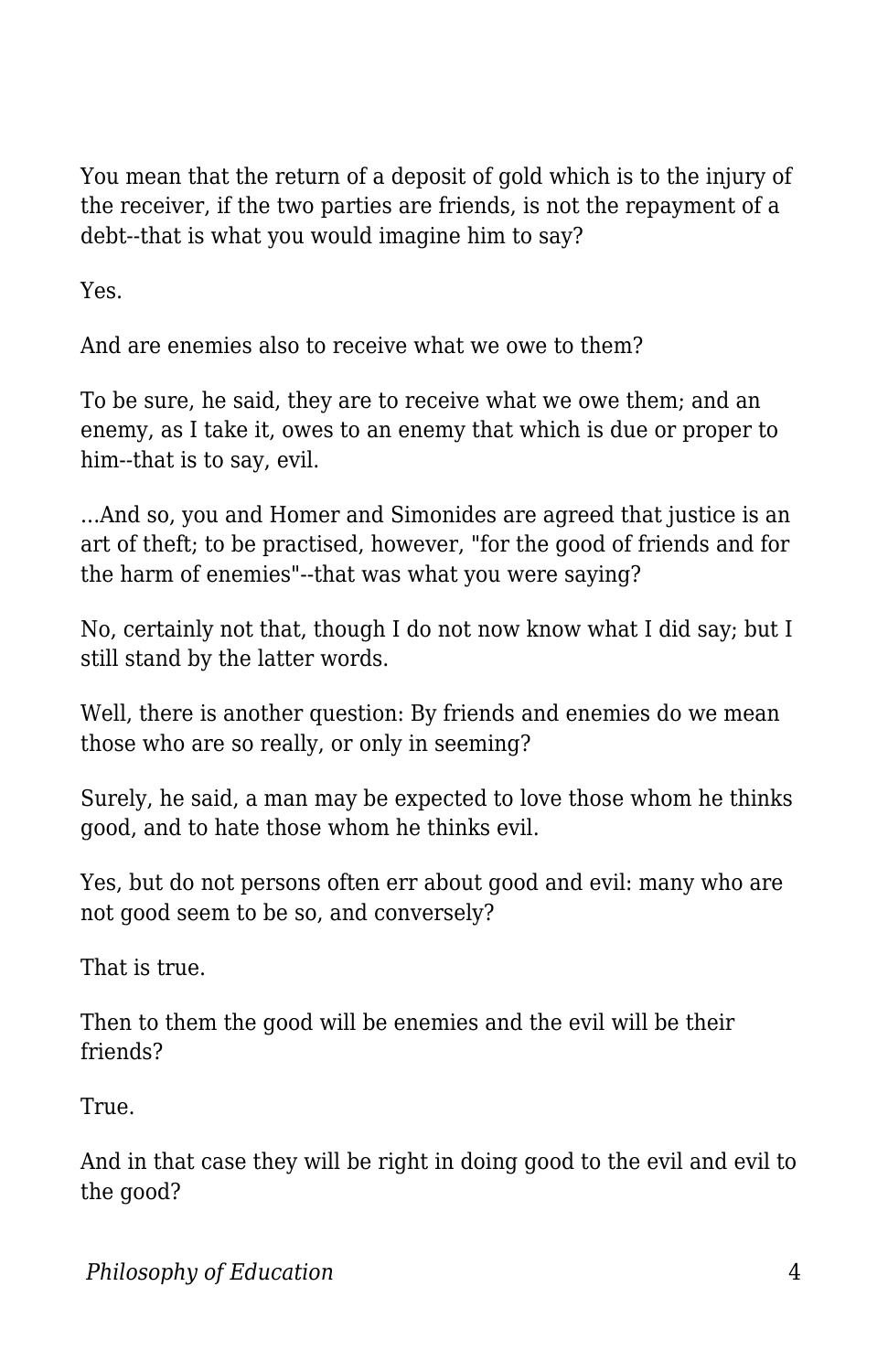You mean that the return of a deposit of gold which is to the injury of the receiver, if the two parties are friends, is not the repayment of a debt--that is what you would imagine him to say?

Yes.

And are enemies also to receive what we owe to them?

To be sure, he said, they are to receive what we owe them; and an enemy, as I take it, owes to an enemy that which is due or proper to him--that is to say, evil.

...And so, you and Homer and Simonides are agreed that justice is an art of theft; to be practised, however, "for the good of friends and for the harm of enemies"--that was what you were saying?

No, certainly not that, though I do not now know what I did say; but I still stand by the latter words.

Well, there is another question: By friends and enemies do we mean those who are so really, or only in seeming?

Surely, he said, a man may be expected to love those whom he thinks good, and to hate those whom he thinks evil.

Yes, but do not persons often err about good and evil: many who are not good seem to be so, and conversely?

That is true.

Then to them the good will be enemies and the evil will be their friends?

True.

And in that case they will be right in doing good to the evil and evil to the good?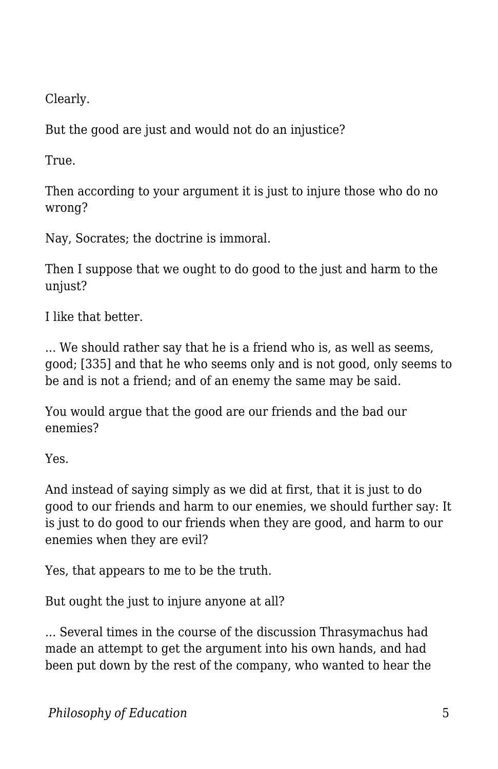Clearly.

But the good are just and would not do an injustice?

True.

Then according to your argument it is just to injure those who do no wrong?

Nay, Socrates; the doctrine is immoral.

Then I suppose that we ought to do good to the just and harm to the unjust?

I like that better.

... We should rather say that he is a friend who is, as well as seems, good; [335] and that he who seems only and is not good, only seems to be and is not a friend; and of an enemy the same may be said.

You would argue that the good are our friends and the bad our enemies?

Yes.

And instead of saying simply as we did at first, that it is just to do good to our friends and harm to our enemies, we should further say: It is just to do good to our friends when they are good, and harm to our enemies when they are evil?

Yes, that appears to me to be the truth.

But ought the just to injure anyone at all?

... Several times in the course of the discussion Thrasymachus had made an attempt to get the argument into his own hands, and had been put down by the rest of the company, who wanted to hear the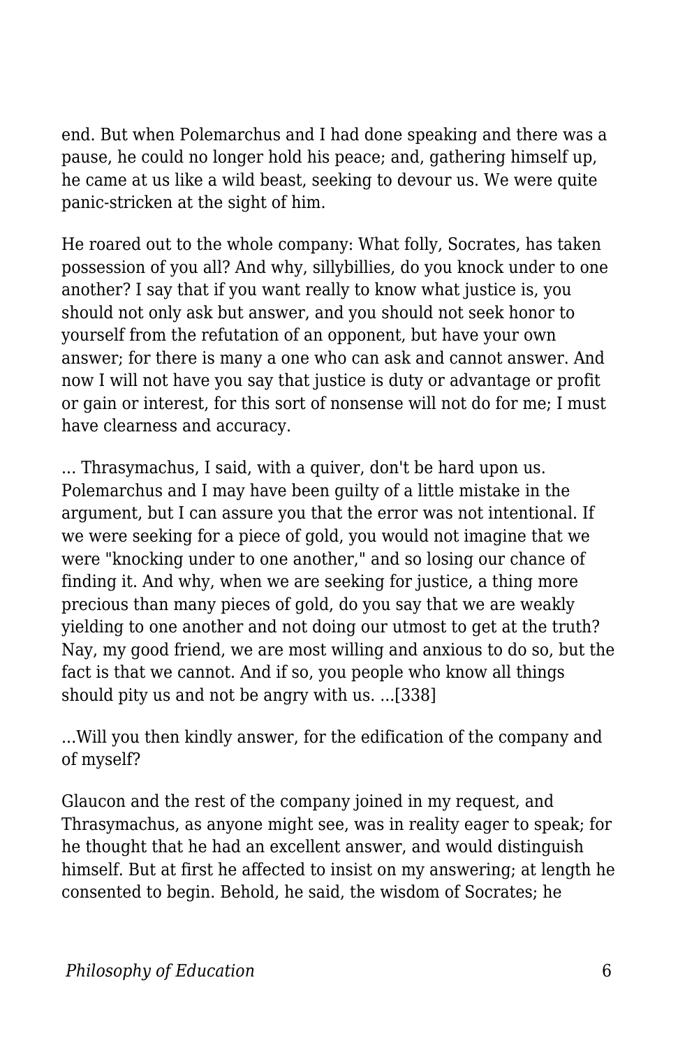end. But when Polemarchus and I had done speaking and there was a pause, he could no longer hold his peace; and, gathering himself up, he came at us like a wild beast, seeking to devour us. We were quite panic-stricken at the sight of him.

He roared out to the whole company: What folly, Socrates, has taken possession of you all? And why, sillybillies, do you knock under to one another? I say that if you want really to know what justice is, you should not only ask but answer, and you should not seek honor to yourself from the refutation of an opponent, but have your own answer; for there is many a one who can ask and cannot answer. And now I will not have you say that justice is duty or advantage or profit or gain or interest, for this sort of nonsense will not do for me; I must have clearness and accuracy.

... Thrasymachus, I said, with a quiver, don't be hard upon us. Polemarchus and I may have been guilty of a little mistake in the argument, but I can assure you that the error was not intentional. If we were seeking for a piece of gold, you would not imagine that we were "knocking under to one another," and so losing our chance of finding it. And why, when we are seeking for justice, a thing more precious than many pieces of gold, do you say that we are weakly yielding to one another and not doing our utmost to get at the truth? Nay, my good friend, we are most willing and anxious to do so, but the fact is that we cannot. And if so, you people who know all things should pity us and not be angry with us. ...[338]

...Will you then kindly answer, for the edification of the company and of myself?

Glaucon and the rest of the company joined in my request, and Thrasymachus, as anyone might see, was in reality eager to speak; for he thought that he had an excellent answer, and would distinguish himself. But at first he affected to insist on my answering; at length he consented to begin. Behold, he said, the wisdom of Socrates; he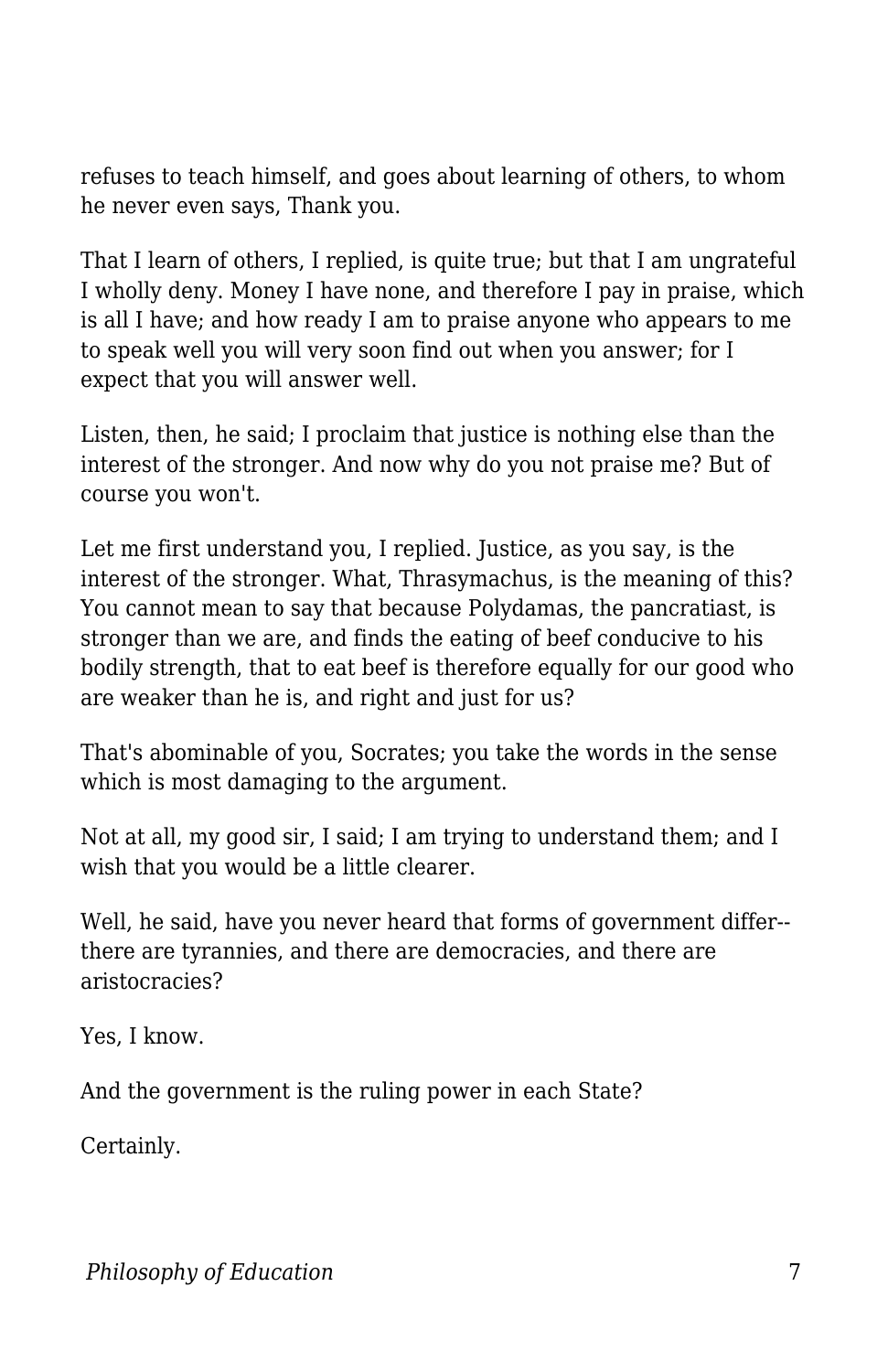refuses to teach himself, and goes about learning of others, to whom he never even says, Thank you.

That I learn of others, I replied, is quite true; but that I am ungrateful I wholly deny. Money I have none, and therefore I pay in praise, which is all I have; and how ready I am to praise anyone who appears to me to speak well you will very soon find out when you answer; for I expect that you will answer well.

Listen, then, he said; I proclaim that justice is nothing else than the interest of the stronger. And now why do you not praise me? But of course you won't.

Let me first understand you, I replied. Justice, as you say, is the interest of the stronger. What, Thrasymachus, is the meaning of this? You cannot mean to say that because Polydamas, the pancratiast, is stronger than we are, and finds the eating of beef conducive to his bodily strength, that to eat beef is therefore equally for our good who are weaker than he is, and right and just for us?

That's abominable of you, Socrates; you take the words in the sense which is most damaging to the argument.

Not at all, my good sir, I said; I am trying to understand them; and I wish that you would be a little clearer.

Well, he said, have you never heard that forms of government differ--there are tyrannies, and there are democracies, and there are aristocracies?

Yes, I know.

And the government is the ruling power in each State?

Certainly.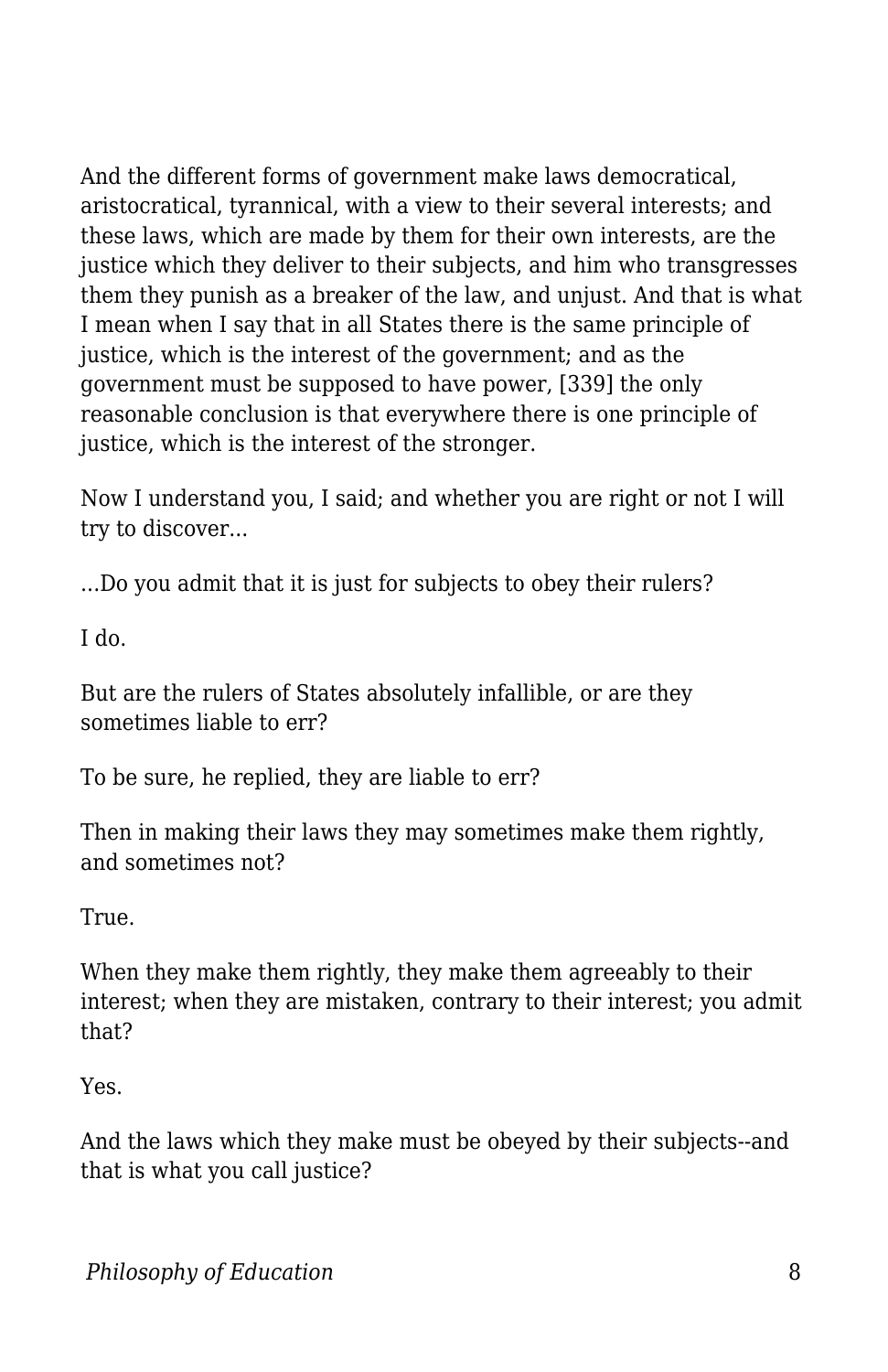And the different forms of government make laws democratical, aristocratical, tyrannical, with a view to their several interests; and these laws, which are made by them for their own interests, are the justice which they deliver to their subjects, and him who transgresses them they punish as a breaker of the law, and unjust. And that is what I mean when I say that in all States there is the same principle of justice, which is the interest of the government; and as the government must be supposed to have power, [339] the only reasonable conclusion is that everywhere there is one principle of justice, which is the interest of the stronger.

Now I understand you, I said; and whether you are right or not I will try to discover...

...Do you admit that it is just for subjects to obey their rulers?

I do.

But are the rulers of States absolutely infallible, or are they sometimes liable to err?

To be sure, he replied, they are liable to err?

Then in making their laws they may sometimes make them rightly, and sometimes not?

True.

When they make them rightly, they make them agreeably to their interest; when they are mistaken, contrary to their interest; you admit that?

Yes.

And the laws which they make must be obeyed by their subjects--and that is what you call justice?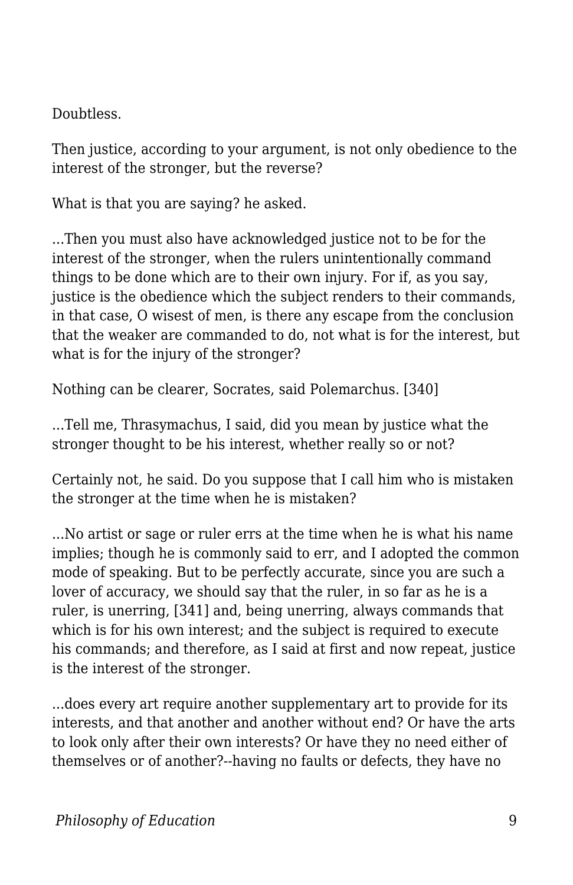Doubtless.

Then justice, according to your argument, is not only obedience to the interest of the stronger, but the reverse?

What is that you are saying? he asked.

...Then you must also have acknowledged justice not to be for the interest of the stronger, when the rulers unintentionally command things to be done which are to their own injury. For if, as you say, justice is the obedience which the subject renders to their commands, in that case, O wisest of men, is there any escape from the conclusion that the weaker are commanded to do, not what is for the interest, but what is for the injury of the stronger?

Nothing can be clearer, Socrates, said Polemarchus. [340]

...Tell me, Thrasymachus, I said, did you mean by justice what the stronger thought to be his interest, whether really so or not?

Certainly not, he said. Do you suppose that I call him who is mistaken the stronger at the time when he is mistaken?

...No artist or sage or ruler errs at the time when he is what his name implies; though he is commonly said to err, and I adopted the common mode of speaking. But to be perfectly accurate, since you are such a lover of accuracy, we should say that the ruler, in so far as he is a ruler, is unerring, [341] and, being unerring, always commands that which is for his own interest; and the subject is required to execute his commands; and therefore, as I said at first and now repeat, justice is the interest of the stronger.

...does every art require another supplementary art to provide for its interests, and that another and another without end? Or have the arts to look only after their own interests? Or have they no need either of themselves or of another?--having no faults or defects, they have no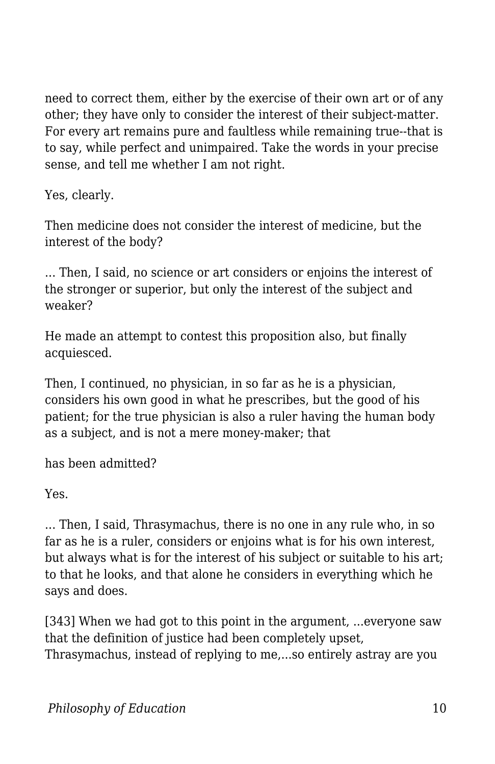need to correct them, either by the exercise of their own art or of any other; they have only to consider the interest of their subject-matter. For every art remains pure and faultless while remaining true--that is to say, while perfect and unimpaired. Take the words in your precise sense, and tell me whether I am not right.

Yes, clearly.

Then medicine does not consider the interest of medicine, but the interest of the body?

... Then, I said, no science or art considers or enjoins the interest of the stronger or superior, but only the interest of the subject and weaker?

He made an attempt to contest this proposition also, but finally acquiesced.

Then, I continued, no physician, in so far as he is a physician, considers his own good in what he prescribes, but the good of his patient; for the true physician is also a ruler having the human body as a subject, and is not a mere money-maker; that

has been admitted?

Yes.

... Then, I said, Thrasymachus, there is no one in any rule who, in so far as he is a ruler, considers or enjoins what is for his own interest, but always what is for the interest of his subject or suitable to his art; to that he looks, and that alone he considers in everything which he says and does.

[343] When we had got to this point in the argument, ...everyone saw that the definition of justice had been completely upset, Thrasymachus, instead of replying to me,...so entirely astray are you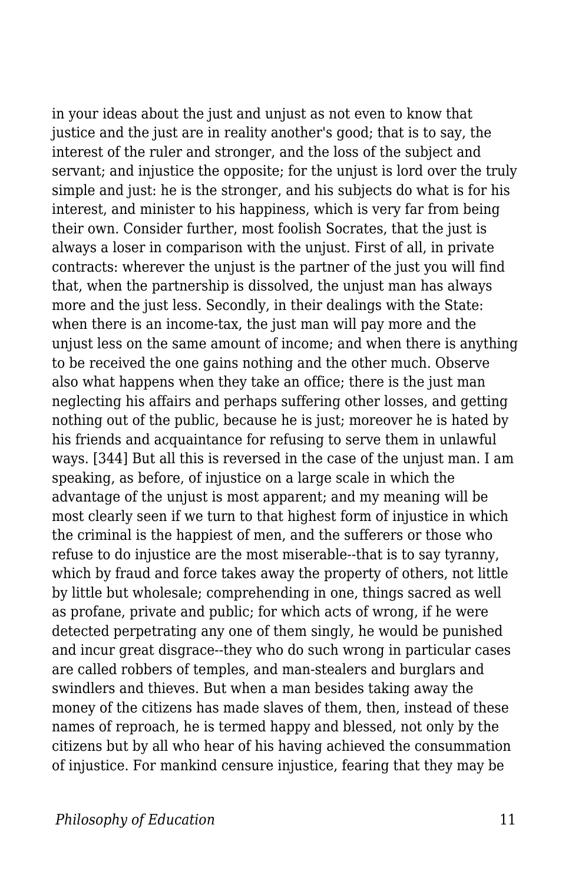in your ideas about the just and unjust as not even to know that justice and the just are in reality another's good; that is to say, the interest of the ruler and stronger, and the loss of the subject and servant; and injustice the opposite; for the unjust is lord over the truly simple and just: he is the stronger, and his subjects do what is for his interest, and minister to his happiness, which is very far from being their own. Consider further, most foolish Socrates, that the just is always a loser in comparison with the unjust. First of all, in private contracts: wherever the unjust is the partner of the just you will find that, when the partnership is dissolved, the unjust man has always more and the just less. Secondly, in their dealings with the State: when there is an income-tax, the just man will pay more and the unjust less on the same amount of income; and when there is anything to be received the one gains nothing and the other much. Observe also what happens when they take an office; there is the just man neglecting his affairs and perhaps suffering other losses, and getting nothing out of the public, because he is just; moreover he is hated by his friends and acquaintance for refusing to serve them in unlawful ways. [344] But all this is reversed in the case of the unjust man. I am speaking, as before, of injustice on a large scale in which the advantage of the unjust is most apparent; and my meaning will be most clearly seen if we turn to that highest form of injustice in which the criminal is the happiest of men, and the sufferers or those who refuse to do injustice are the most miserable--that is to say tyranny, which by fraud and force takes away the property of others, not little by little but wholesale; comprehending in one, things sacred as well as profane, private and public; for which acts of wrong, if he were detected perpetrating any one of them singly, he would be punished and incur great disgrace--they who do such wrong in particular cases are called robbers of temples, and man-stealers and burglars and swindlers and thieves. But when a man besides taking away the money of the citizens has made slaves of them, then, instead of these names of reproach, he is termed happy and blessed, not only by the citizens but by all who hear of his having achieved the consummation of injustice. For mankind censure injustice, fearing that they may be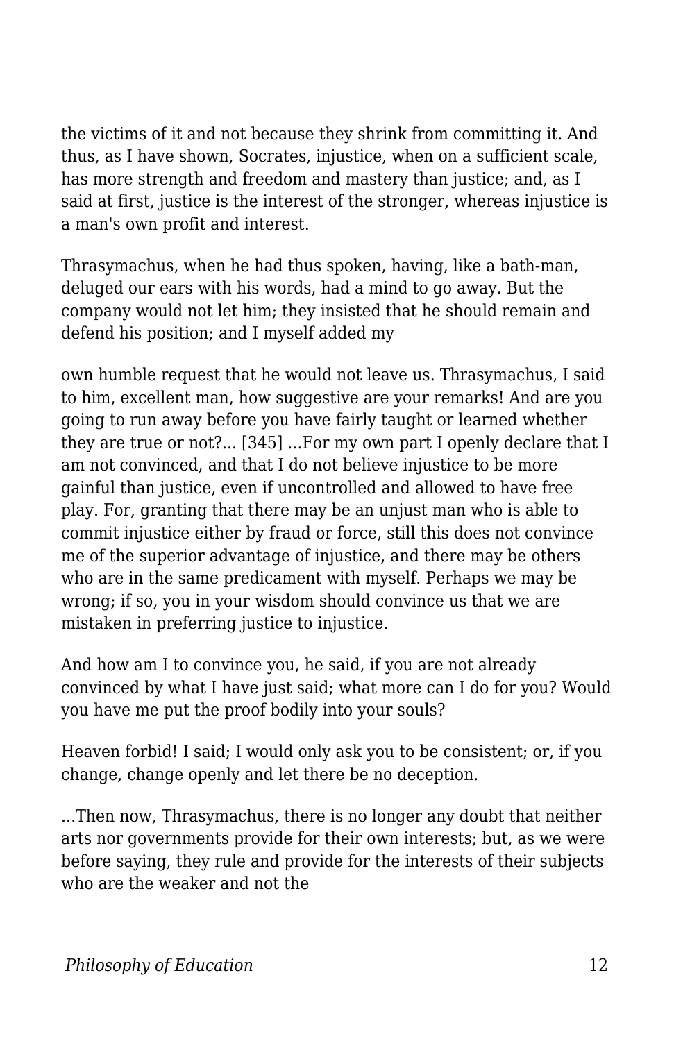the victims of it and not because they shrink from committing it. And thus, as I have shown, Socrates, injustice, when on a sufficient scale, has more strength and freedom and mastery than justice; and, as I said at first, justice is the interest of the stronger, whereas injustice is a man's own profit and interest.

Thrasymachus, when he had thus spoken, having, like a bath-man, deluged our ears with his words, had a mind to go away. But the company would not let him; they insisted that he should remain and defend his position; and I myself added my

own humble request that he would not leave us. Thrasymachus, I said to him, excellent man, how suggestive are your remarks! And are you going to run away before you have fairly taught or learned whether they are true or not?... [345] ...For my own part I openly declare that I am not convinced, and that I do not believe injustice to be more gainful than justice, even if uncontrolled and allowed to have free play. For, granting that there may be an unjust man who is able to commit injustice either by fraud or force, still this does not convince me of the superior advantage of injustice, and there may be others who are in the same predicament with myself. Perhaps we may be wrong; if so, you in your wisdom should convince us that we are mistaken in preferring justice to injustice.

And how am I to convince you, he said, if you are not already convinced by what I have just said; what more can I do for you? Would you have me put the proof bodily into your souls?

Heaven forbid! I said; I would only ask you to be consistent; or, if you change, change openly and let there be no deception.

...Then now, Thrasymachus, there is no longer any doubt that neither arts nor governments provide for their own interests; but, as we were before saying, they rule and provide for the interests of their subjects who are the weaker and not the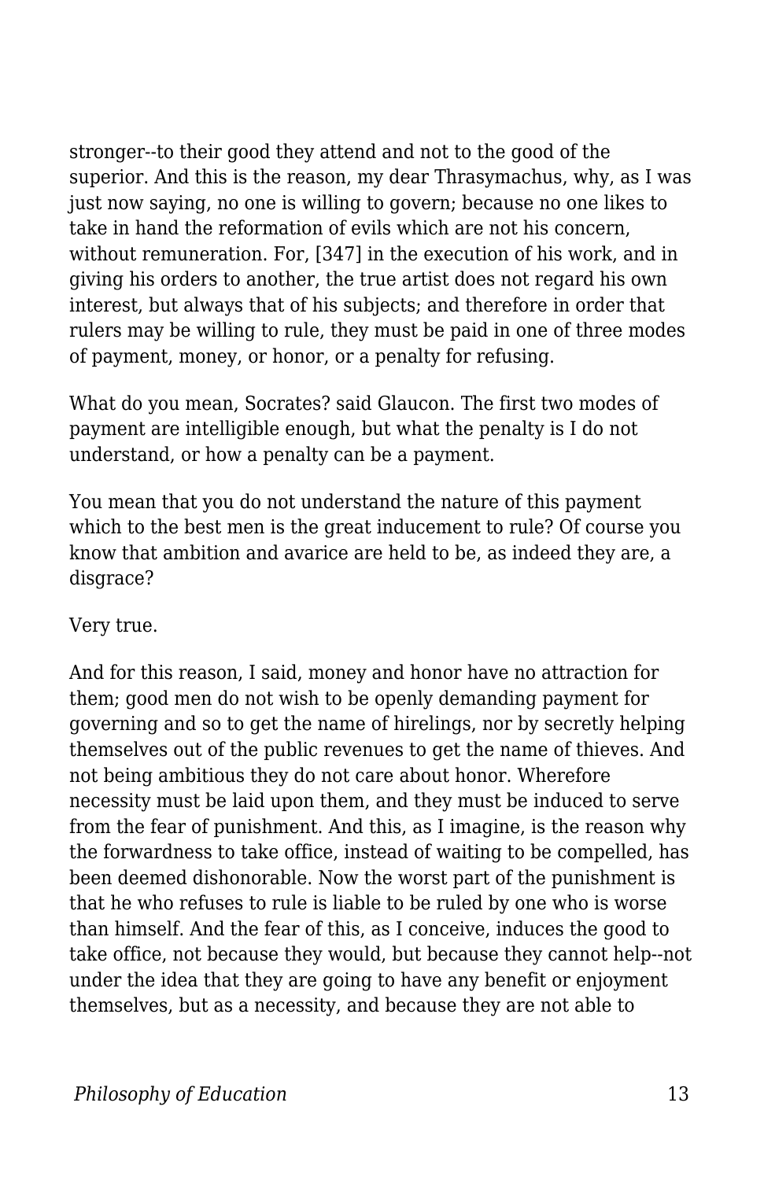stronger--to their good they attend and not to the good of the superior. And this is the reason, my dear Thrasymachus, why, as I was just now saying, no one is willing to govern; because no one likes to take in hand the reformation of evils which are not his concern, without remuneration. For, [347] in the execution of his work, and in giving his orders to another, the true artist does not regard his own interest, but always that of his subjects; and therefore in order that rulers may be willing to rule, they must be paid in one of three modes of payment, money, or honor, or a penalty for refusing.

What do you mean, Socrates? said Glaucon. The first two modes of payment are intelligible enough, but what the penalty is I do not understand, or how a penalty can be a payment.

You mean that you do not understand the nature of this payment which to the best men is the great inducement to rule? Of course you know that ambition and avarice are held to be, as indeed they are, a disgrace?

Very true.

And for this reason, I said, money and honor have no attraction for them; good men do not wish to be openly demanding payment for governing and so to get the name of hirelings, nor by secretly helping themselves out of the public revenues to get the name of thieves. And not being ambitious they do not care about honor. Wherefore necessity must be laid upon them, and they must be induced to serve from the fear of punishment. And this, as I imagine, is the reason why the forwardness to take office, instead of waiting to be compelled, has been deemed dishonorable. Now the worst part of the punishment is that he who refuses to rule is liable to be ruled by one who is worse than himself. And the fear of this, as I conceive, induces the good to take office, not because they would, but because they cannot help--not under the idea that they are going to have any benefit or enjoyment themselves, but as a necessity, and because they are not able to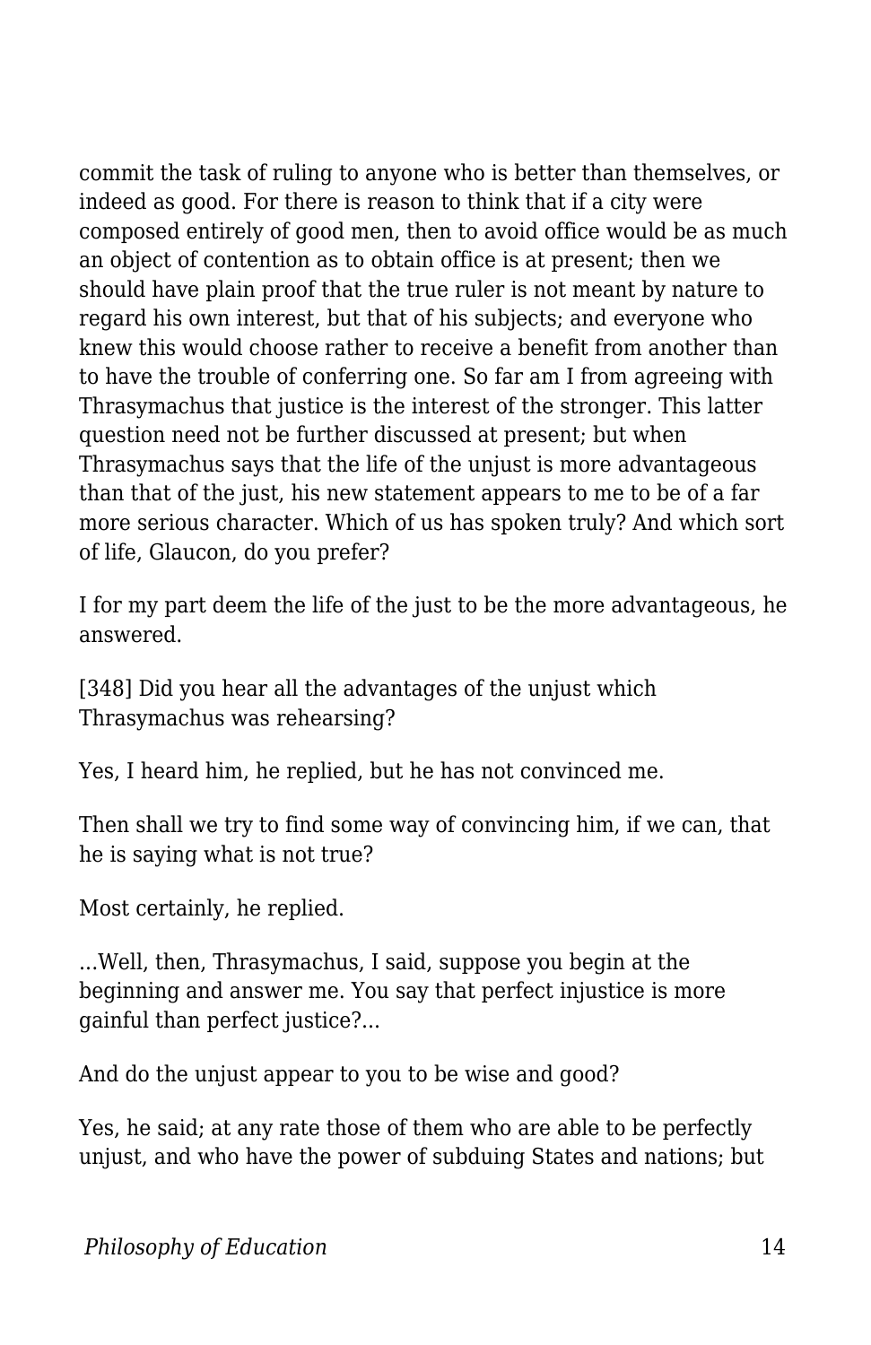commit the task of ruling to anyone who is better than themselves, or indeed as good. For there is reason to think that if a city were composed entirely of good men, then to avoid office would be as much an object of contention as to obtain office is at present; then we should have plain proof that the true ruler is not meant by nature to regard his own interest, but that of his subjects; and everyone who knew this would choose rather to receive a benefit from another than to have the trouble of conferring one. So far am I from agreeing with Thrasymachus that justice is the interest of the stronger. This latter question need not be further discussed at present; but when Thrasymachus says that the life of the unjust is more advantageous than that of the just, his new statement appears to me to be of a far more serious character. Which of us has spoken truly? And which sort of life, Glaucon, do you prefer?

I for my part deem the life of the just to be the more advantageous, he answered.

[348] Did you hear all the advantages of the unjust which Thrasymachus was rehearsing?

Yes, I heard him, he replied, but he has not convinced me.

Then shall we try to find some way of convincing him, if we can, that he is saying what is not true?

Most certainly, he replied.

...Well, then, Thrasymachus, I said, suppose you begin at the beginning and answer me. You say that perfect injustice is more gainful than perfect justice?...

And do the unjust appear to you to be wise and good?

Yes, he said; at any rate those of them who are able to be perfectly unjust, and who have the power of subduing States and nations; but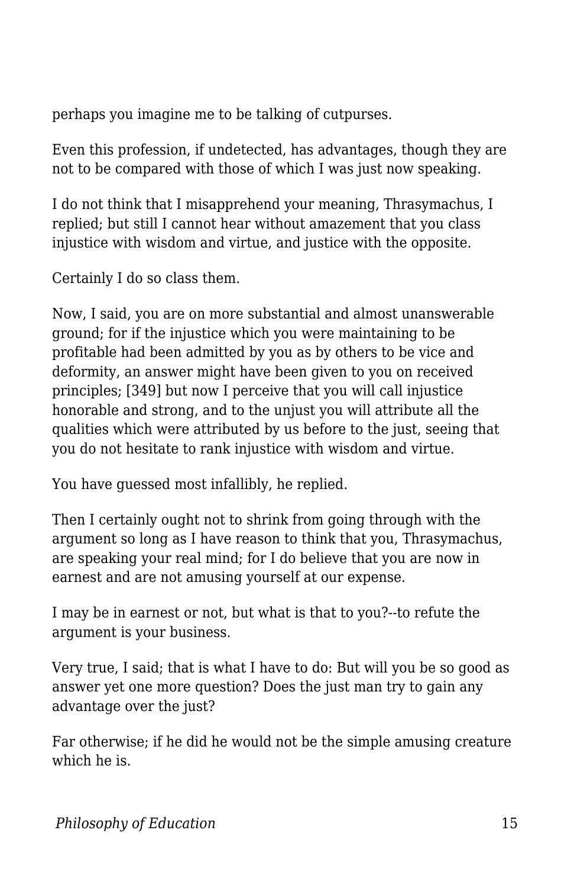perhaps you imagine me to be talking of cutpurses.

Even this profession, if undetected, has advantages, though they are not to be compared with those of which I was just now speaking.

I do not think that I misapprehend your meaning, Thrasymachus, I replied; but still I cannot hear without amazement that you class injustice with wisdom and virtue, and justice with the opposite.

Certainly I do so class them.

Now, I said, you are on more substantial and almost unanswerable ground; for if the injustice which you were maintaining to be profitable had been admitted by you as by others to be vice and deformity, an answer might have been given to you on received principles; [349] but now I perceive that you will call injustice honorable and strong, and to the unjust you will attribute all the qualities which were attributed by us before to the just, seeing that you do not hesitate to rank injustice with wisdom and virtue.

You have guessed most infallibly, he replied.

Then I certainly ought not to shrink from going through with the argument so long as I have reason to think that you, Thrasymachus, are speaking your real mind; for I do believe that you are now in earnest and are not amusing yourself at our expense.

I may be in earnest or not, but what is that to you?--to refute the argument is your business.

Very true, I said; that is what I have to do: But will you be so good as answer yet one more question? Does the just man try to gain any advantage over the just?

Far otherwise; if he did he would not be the simple amusing creature which he is.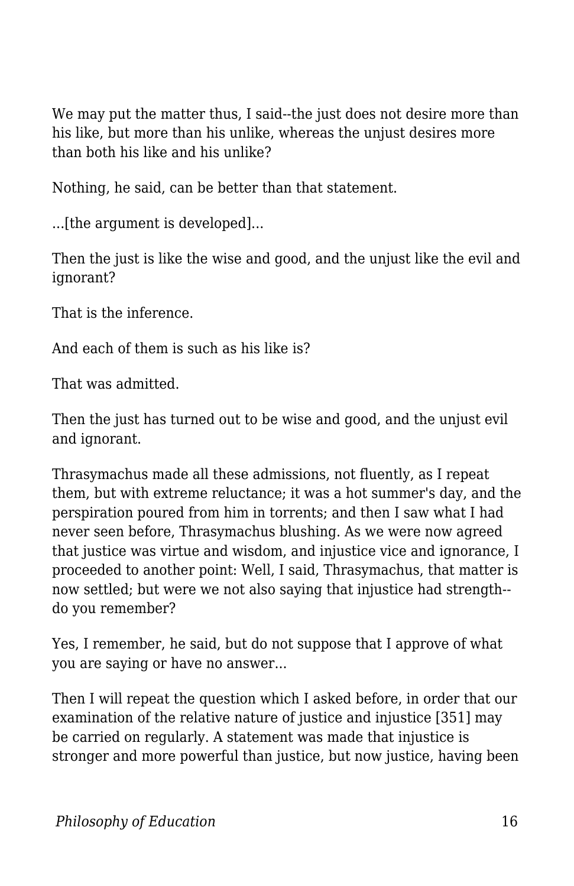We may put the matter thus, I said--the just does not desire more than his like, but more than his unlike, whereas the unjust desires more than both his like and his unlike?

Nothing, he said, can be better than that statement.

...[the argument is developed]...

Then the just is like the wise and good, and the unjust like the evil and ignorant?

That is the inference.

And each of them is such as his like is?

That was admitted.

Then the just has turned out to be wise and good, and the unjust evil and ignorant.

Thrasymachus made all these admissions, not fluently, as I repeat them, but with extreme reluctance; it was a hot summer's day, and the perspiration poured from him in torrents; and then I saw what I had never seen before, Thrasymachus blushing. As we were now agreed that justice was virtue and wisdom, and injustice vice and ignorance, I proceeded to another point: Well, I said, Thrasymachus, that matter is now settled; but were we not also saying that injustice had strength--do you remember?

Yes, I remember, he said, but do not suppose that I approve of what you are saying or have no answer...

Then I will repeat the question which I asked before, in order that our examination of the relative nature of justice and injustice [351] may be carried on regularly. A statement was made that injustice is stronger and more powerful than justice, but now justice, having been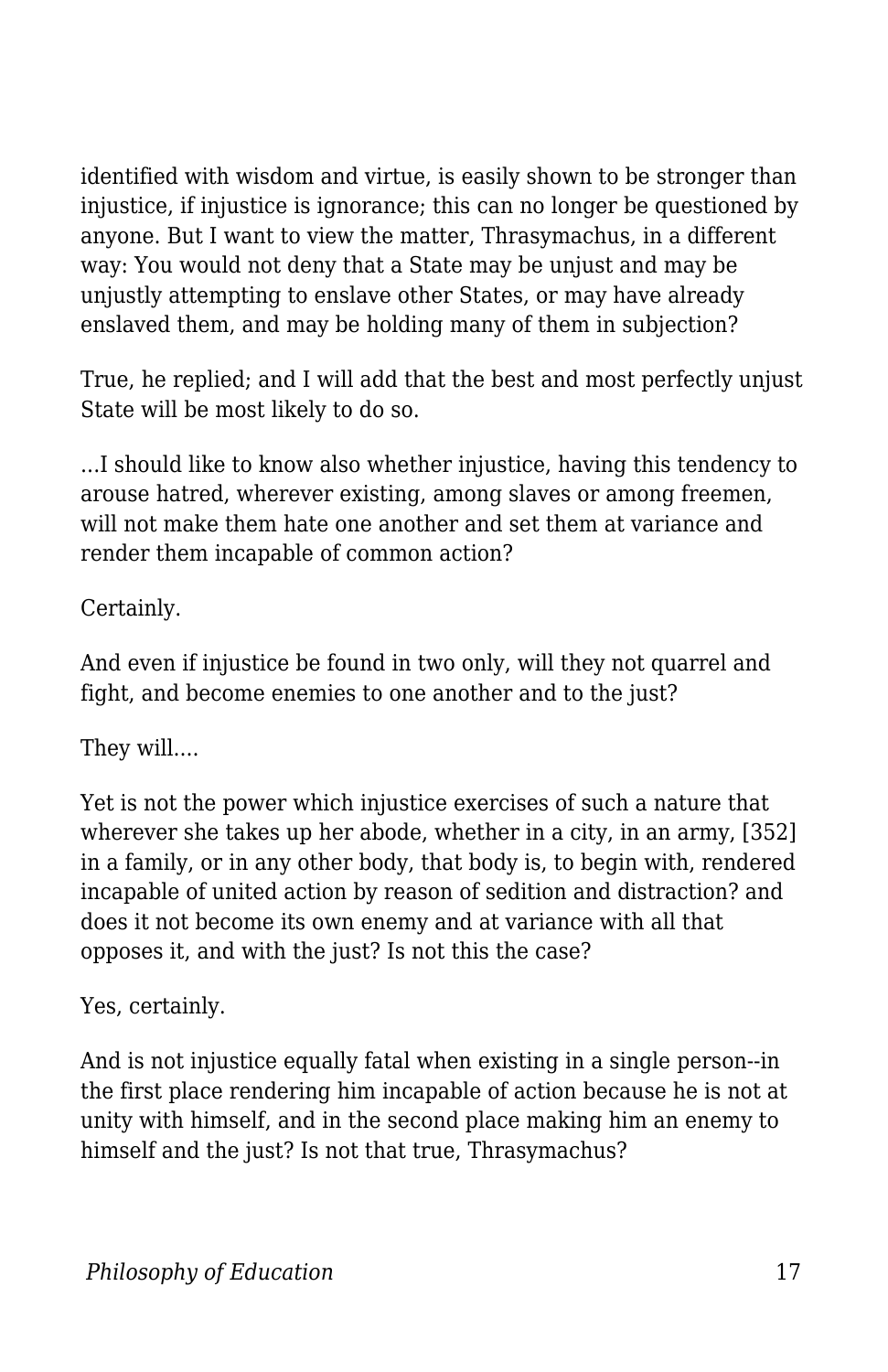identified with wisdom and virtue, is easily shown to be stronger than injustice, if injustice is ignorance; this can no longer be questioned by anyone. But I want to view the matter, Thrasymachus, in a different way: You would not deny that a State may be unjust and may be unjustly attempting to enslave other States, or may have already enslaved them, and may be holding many of them in subjection?

True, he replied; and I will add that the best and most perfectly unjust State will be most likely to do so.

...I should like to know also whether injustice, having this tendency to arouse hatred, wherever existing, among slaves or among freemen, will not make them hate one another and set them at variance and render them incapable of common action?

Certainly.

And even if injustice be found in two only, will they not quarrel and fight, and become enemies to one another and to the just?

They will....

Yet is not the power which injustice exercises of such a nature that wherever she takes up her abode, whether in a city, in an army, [352] in a family, or in any other body, that body is, to begin with, rendered incapable of united action by reason of sedition and distraction? and does it not become its own enemy and at variance with all that opposes it, and with the just? Is not this the case?

Yes, certainly.

And is not injustice equally fatal when existing in a single person--in the first place rendering him incapable of action because he is not at unity with himself, and in the second place making him an enemy to himself and the just? Is not that true, Thrasymachus?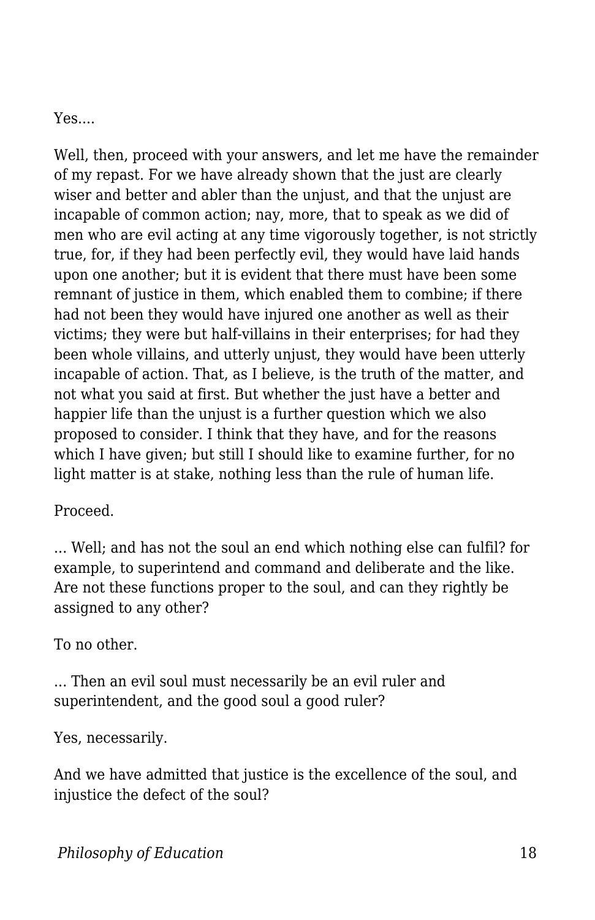Yes....

Well, then, proceed with your answers, and let me have the remainder of my repast. For we have already shown that the just are clearly wiser and better and abler than the unjust, and that the unjust are incapable of common action; nay, more, that to speak as we did of men who are evil acting at any time vigorously together, is not strictly true, for, if they had been perfectly evil, they would have laid hands upon one another; but it is evident that there must have been some remnant of justice in them, which enabled them to combine; if there had not been they would have injured one another as well as their victims; they were but half-villains in their enterprises; for had they been whole villains, and utterly unjust, they would have been utterly incapable of action. That, as I believe, is the truth of the matter, and not what you said at first. But whether the just have a better and happier life than the unjust is a further question which we also proposed to consider. I think that they have, and for the reasons which I have given; but still I should like to examine further, for no light matter is at stake, nothing less than the rule of human life.

Proceed.

... Well; and has not the soul an end which nothing else can fulfil? for example, to superintend and command and deliberate and the like. Are not these functions proper to the soul, and can they rightly be assigned to any other?

To no other.

... Then an evil soul must necessarily be an evil ruler and superintendent, and the good soul a good ruler?

Yes, necessarily.

And we have admitted that justice is the excellence of the soul, and injustice the defect of the soul?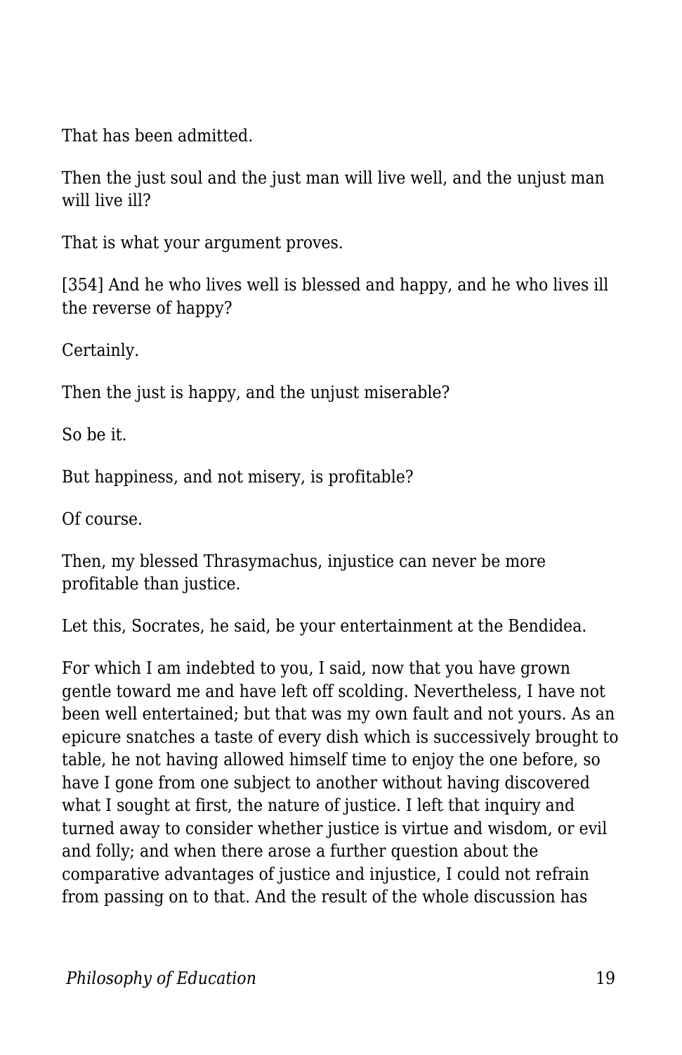That has been admitted.

Then the just soul and the just man will live well, and the unjust man will live ill?

That is what your argument proves.

[354] And he who lives well is blessed and happy, and he who lives ill the reverse of happy?

Certainly.

Then the just is happy, and the unjust miserable?

So be it.

But happiness, and not misery, is profitable?

Of course.

Then, my blessed Thrasymachus, injustice can never be more profitable than justice.

Let this, Socrates, he said, be your entertainment at the Bendidea.

For which I am indebted to you, I said, now that you have grown gentle toward me and have left off scolding. Nevertheless, I have not been well entertained; but that was my own fault and not yours. As an epicure snatches a taste of every dish which is successively brought to table, he not having allowed himself time to enjoy the one before, so have I gone from one subject to another without having discovered what I sought at first, the nature of justice. I left that inquiry and turned away to consider whether justice is virtue and wisdom, or evil and folly; and when there arose a further question about the comparative advantages of justice and injustice, I could not refrain from passing on to that. And the result of the whole discussion has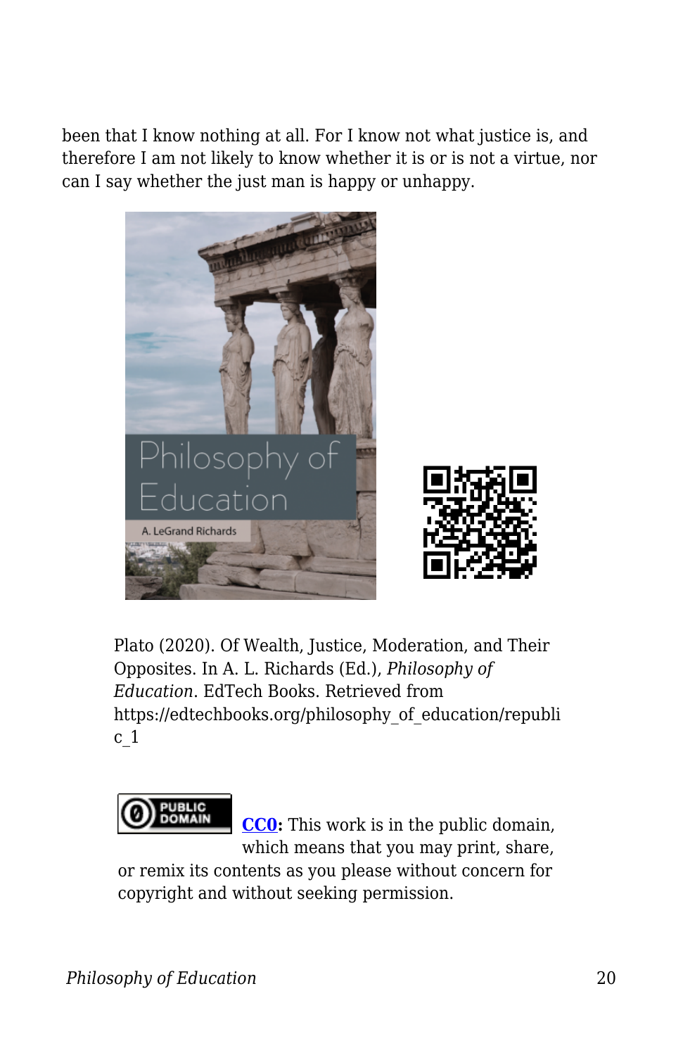been that I know nothing at all. For I know not what justice is, and therefore I am not likely to know whether it is or is not a virtue, nor can I say whether the just man is happy or unhappy.

Plato (2020). Of Wealth, Justice, Moderation, and Their Opposites. In A. L. Richards (Ed.), *Philosophy of Education*. EdTech Books. Retrieved from https://edtechbooks.org/philosophy_of_education/republic_1

**CC0:** This work is in the public domain, which means that you may print, share, or remix its contents as you please without concern for copyright and without seeking permission.